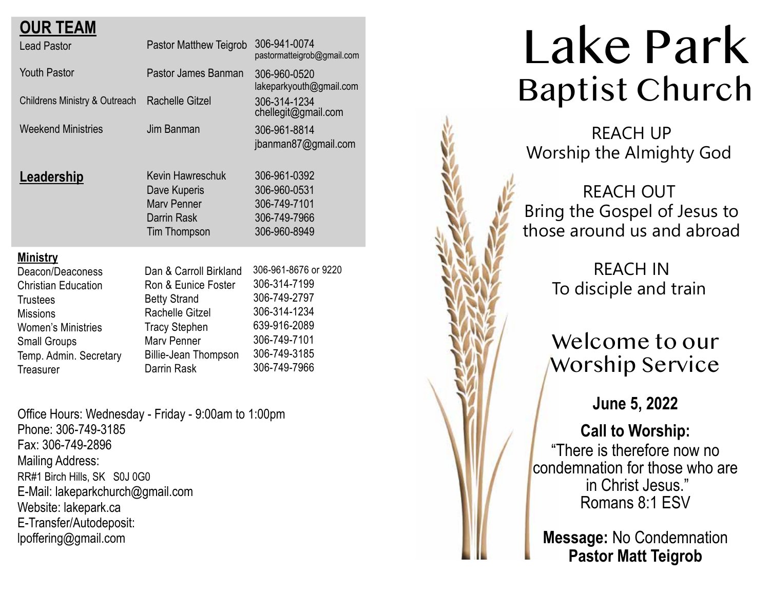## OUR TEAM

| Role | Name | Contact |
|---|---|---|
| Lead Pastor | Pastor Matthew Teigrob | 306-941-0074 pastormatteigrob@gmail.com |
| Youth Pastor | Pastor James Banman | 306-960-0520 lakeparkyouth@gmail.com |
| Childrens Ministry & Outreach | Rachelle Gitzel | 306-314-1234 chellegit@gmail.com |
| Weekend Ministries | Jim Banman | 306-961-8814 jbanman87@gmail.com |

## Leadership

| Name | Phone |
|---|---|
| Kevin Hawreschuk | 306-961-0392 |
| Dave Kuperis | 306-960-0531 |
| Marv Penner | 306-749-7101 |
| Darrin Rask | 306-749-7966 |
| Tim Thompson | 306-960-8949 |

## Ministry

| Ministry | Name | Phone |
|---|---|---|
| Deacon/Deaconess | Dan & Carroll Birkland | 306-961-8676 or 9220 |
| Christian Education | Ron & Eunice Foster | 306-314-7199 |
| Trustees | Betty Strand | 306-749-2797 |
| Missions | Rachelle Gitzel | 306-314-1234 |
| Women's Ministries | Tracy Stephen | 639-916-2089 |
| Small Groups | Marv Penner | 306-749-7101 |
| Temp. Admin. Secretary | Billie-Jean Thompson | 306-749-3185 |
| Treasurer | Darrin Rask | 306-749-7966 |

Office Hours: Wednesday - Friday - 9:00am to 1:00pm
Phone: 306-749-3185
Fax: 306-749-2896
Mailing Address:
RR#1 Birch Hills, SK S0J 0G0
E-Mail: lakeparkchurch@gmail.com
Website: lakepark.ca
E-Transfer/Autodeposit:
lpoffering@gmail.com

# Lake Park
## Baptist Church

REACH UP
Worship the Almighty God

REACH OUT
Bring the Gospel of Jesus to those around us and abroad

REACH IN
To disciple and train

## Welcome to our Worship Service

**June 5, 2022**

**Call to Worship:**
"There is therefore now no condemnation for those who are in Christ Jesus."
Romans 8:1 ESV

**Message:** No Condemnation
**Pastor Matt Teigrob**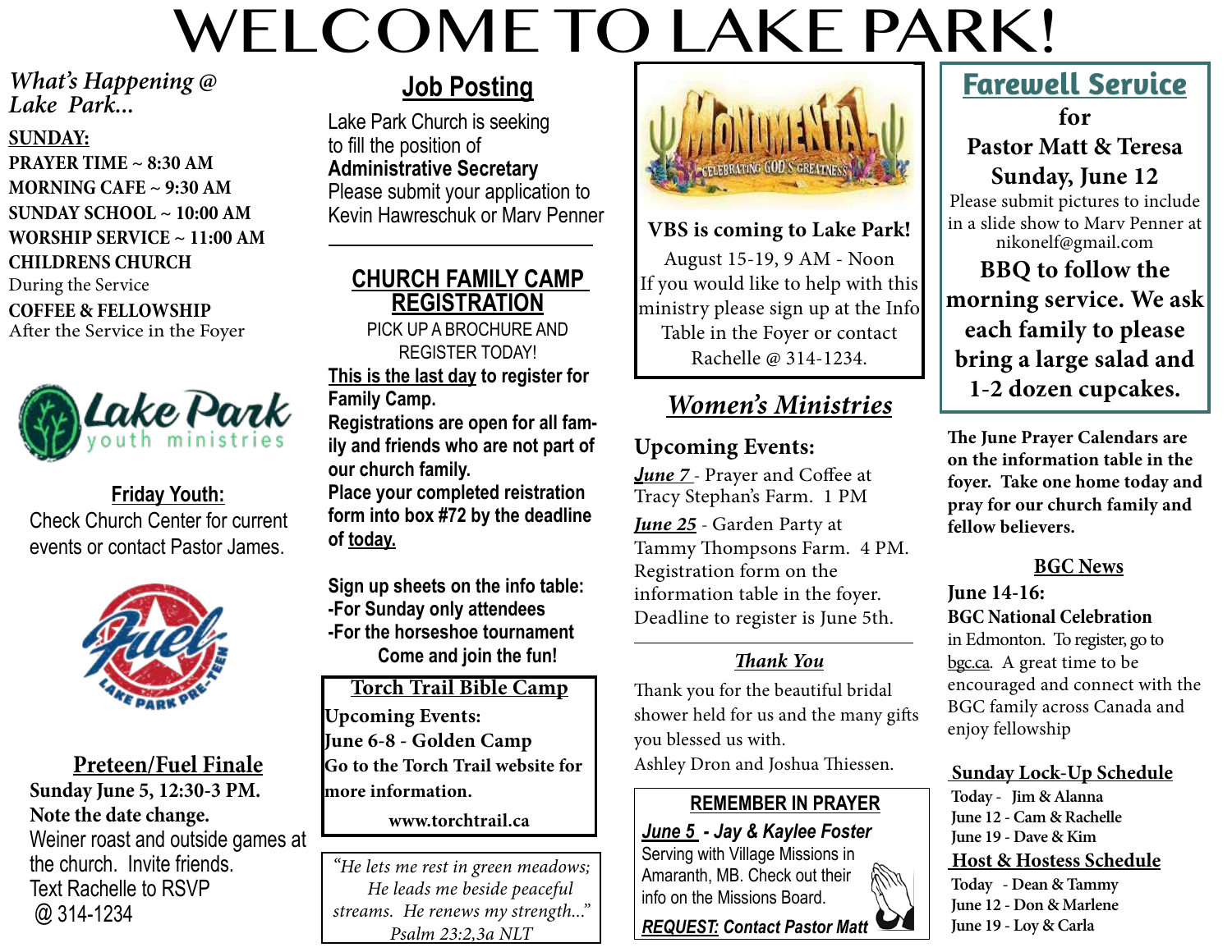# WELCOME TO LAKE PARK!

*What's Happening @ Lake Park...*

**SUNDAY:**

**PRAYER TIME ~ 8:30 AM**
**MORNING CAFE ~ 9:30 AM**
**SUNDAY SCHOOL ~ 10:00 AM**
**WORSHIP SERVICE ~ 11:00 AM**
**CHILDRENS CHURCH**
During the Service
**COFFEE & FELLOWSHIP**
After the Service in the Foyer

Lake Park youth ministries

**Friday Youth:**
Check Church Center for current events or contact Pastor James.

Fuel LAKE PARK PRE-TEEN

## Preteen/Fuel Finale

**Sunday June 5, 12:30-3 PM.**
**Note the date change.**
Weiner roast and outside games at the church. Invite friends.
Text Rachelle to RSVP @ 314-1234

## Job Posting

Lake Park Church is seeking to fill the position of
**Administrative Secretary**
Please submit your application to Kevin Hawreschuk or Marv Penner

---

## CHURCH FAMILY CAMP REGISTRATION

PICK UP A BROCHURE AND REGISTER TODAY!

**This is the last day to register for Family Camp.**
**Registrations are open for all family and friends who are not part of our church family.**
**Place your completed reistration form into box #72 by the deadline of today.**

**Sign up sheets on the info table:**
**-For Sunday only attendees**
**-For the horseshoe tournament**
**Come and join the fun!**

## Torch Trail Bible Camp

**Upcoming Events:**
**June 6-8 - Golden Camp**
**Go to the Torch Trail website for more information.**
**www.torchtrail.ca**

*"He lets me rest in green meadows; He leads me beside peaceful streams. He renews my strength..."*
*Psalm 23:2,3a NLT*

MONUMENTAL CELEBRATING GOD'S GREATNESS

**VBS is coming to Lake Park!**
August 15-19, 9 AM - Noon
If you would like to help with this ministry please sign up at the Info Table in the Foyer or contact Rachelle @ 314-1234.

## *Women's Ministries*

### Upcoming Events:

***June 7*** - Prayer and Coffee at Tracy Stephan's Farm. 1 PM

***June 25*** - Garden Party at Tammy Thompsons Farm. 4 PM. Registration form on the information table in the foyer. Deadline to register is June 5th.

---

### *Thank You*

Thank you for the beautiful bridal shower held for us and the many gifts you blessed us with.
Ashley Dron and Joshua Thiessen.

### REMEMBER IN PRAYER

***June 5 - Jay & Kaylee Foster***
Serving with Village Missions in Amaranth, MB. Check out their info on the Missions Board.

***REQUEST: Contact Pastor Matt***

## Farewell Service

**for**
**Pastor Matt & Teresa**
**Sunday, June 12**

Please submit pictures to include in a slide show to Marv Penner at nikonelf@gmail.com

**BBQ to follow the morning service. We ask each family to please bring a large salad and 1-2 dozen cupcakes.**

**The June Prayer Calendars are on the information table in the foyer. Take one home today and pray for our church family and fellow believers.**

### BGC News

**June 14-16:**
**BGC National Celebration**
in Edmonton. To register, go to bgc.ca. A great time to be encouraged and connect with the BGC family across Canada and enjoy fellowship

### Sunday Lock-Up Schedule

Today - Jim & Alanna
June 12 - Cam & Rachelle
June 19 - Dave & Kim

### Host & Hostess Schedule

Today - Dean & Tammy
June 12 - Don & Marlene
June 19 - Loy & Carla